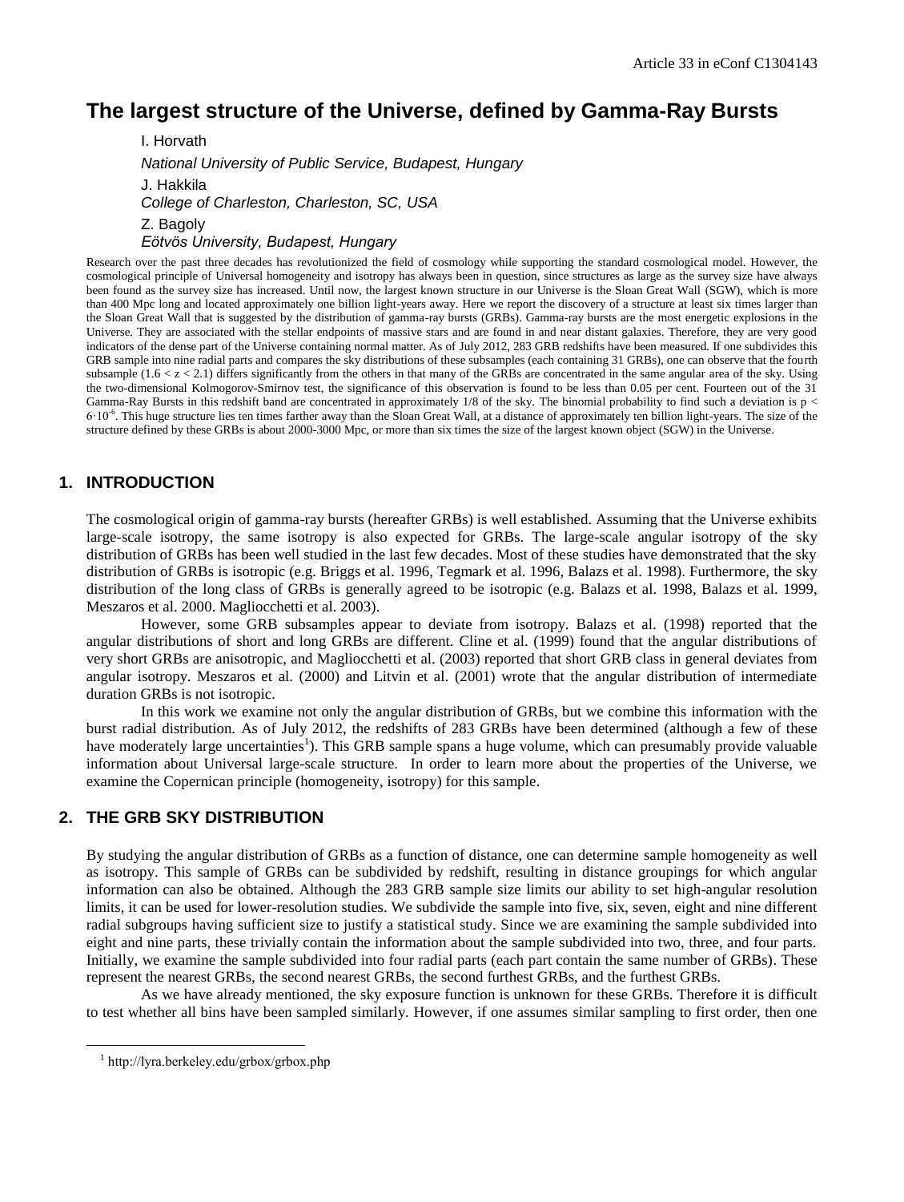# The largest structure of the Universe, defined by Gamma-Ray Bursts

I. Horvath

*National University of Public Service, Budapest, Hungary*

J. Hakkila

*College of Charleston, Charleston, SC, USA*

Z. Bagoly

*Eötvös University, Budapest, Hungary*

Research over the past three decades has revolutionized the field of cosmology while supporting the standard cosmological model. However, the cosmological principle of Universal homogeneity and isotropy has always been in question, since structures as large as the survey size have always been found as the survey size has increased. Until now, the largest known structure in our Universe is the Sloan Great Wall (SGW), which is more than 400 Mpc long and located approximately one billion light-years away. Here we report the discovery of a structure at least six times larger than the Sloan Great Wall that is suggested by the distribution of gamma-ray bursts (GRBs). Gamma-ray bursts are the most energetic explosions in the Universe. They are associated with the stellar endpoints of massive stars and are found in and near distant galaxies. Therefore, they are very good indicators of the dense part of the Universe containing normal matter. As of July 2012, 283 GRB redshifts have been measured. If one subdivides this GRB sample into nine radial parts and compares the sky distributions of these subsamples (each containing 31 GRBs), one can observe that the fourth subsample ($1.6 < z < 2.1$) differs significantly from the others in that many of the GRBs are concentrated in the same angular area of the sky. Using the two-dimensional Kolmogorov-Smirnov test, the significance of this observation is found to be less than 0.05 per cent. Fourteen out of the 31 Gamma-Ray Bursts in this redshift band are concentrated in approximately 1/8 of the sky. The binomial probability to find such a deviation is $p < 6 \cdot 10^{-6}$. This huge structure lies ten times farther away than the Sloan Great Wall, at a distance of approximately ten billion light-years. The size of the structure defined by these GRBs is about 2000-3000 Mpc, or more than six times the size of the largest known object (SGW) in the Universe.

## 1. INTRODUCTION

The cosmological origin of gamma-ray bursts (hereafter GRBs) is well established. Assuming that the Universe exhibits large-scale isotropy, the same isotropy is also expected for GRBs. The large-scale angular isotropy of the sky distribution of GRBs has been well studied in the last few decades. Most of these studies have demonstrated that the sky distribution of GRBs is isotropic (e.g. Briggs et al. 1996, Tegmark et al. 1996, Balazs et al. 1998). Furthermore, the sky distribution of the long class of GRBs is generally agreed to be isotropic (e.g. Balazs et al. 1998, Balazs et al. 1999, Meszaros et al. 2000. Magliocchetti et al. 2003).

However, some GRB subsamples appear to deviate from isotropy. Balazs et al. (1998) reported that the angular distributions of short and long GRBs are different. Cline et al. (1999) found that the angular distributions of very short GRBs are anisotropic, and Magliocchetti et al. (2003) reported that short GRB class in general deviates from angular isotropy. Meszaros et al. (2000) and Litvin et al. (2001) wrote that the angular distribution of intermediate duration GRBs is not isotropic.

In this work we examine not only the angular distribution of GRBs, but we combine this information with the burst radial distribution. As of July 2012, the redshifts of 283 GRBs have been determined (although a few of these have moderately large uncertainties[1]). This GRB sample spans a huge volume, which can presumably provide valuable information about Universal large-scale structure. In order to learn more about the properties of the Universe, we examine the Copernican principle (homogeneity, isotropy) for this sample.

## 2. THE GRB SKY DISTRIBUTION

By studying the angular distribution of GRBs as a function of distance, one can determine sample homogeneity as well as isotropy. This sample of GRBs can be subdivided by redshift, resulting in distance groupings for which angular information can also be obtained. Although the 283 GRB sample size limits our ability to set high-angular resolution limits, it can be used for lower-resolution studies. We subdivide the sample into five, six, seven, eight and nine different radial subgroups having sufficient size to justify a statistical study. Since we are examining the sample subdivided into eight and nine parts, these trivially contain the information about the sample subdivided into two, three, and four parts. Initially, we examine the sample subdivided into four radial parts (each part contain the same number of GRBs). These represent the nearest GRBs, the second nearest GRBs, the second furthest GRBs, and the furthest GRBs.

As we have already mentioned, the sky exposure function is unknown for these GRBs. Therefore it is difficult to test whether all bins have been sampled similarly. However, if one assumes similar sampling to first order, then one

[1] http://lyra.berkeley.edu/grbox/grbox.php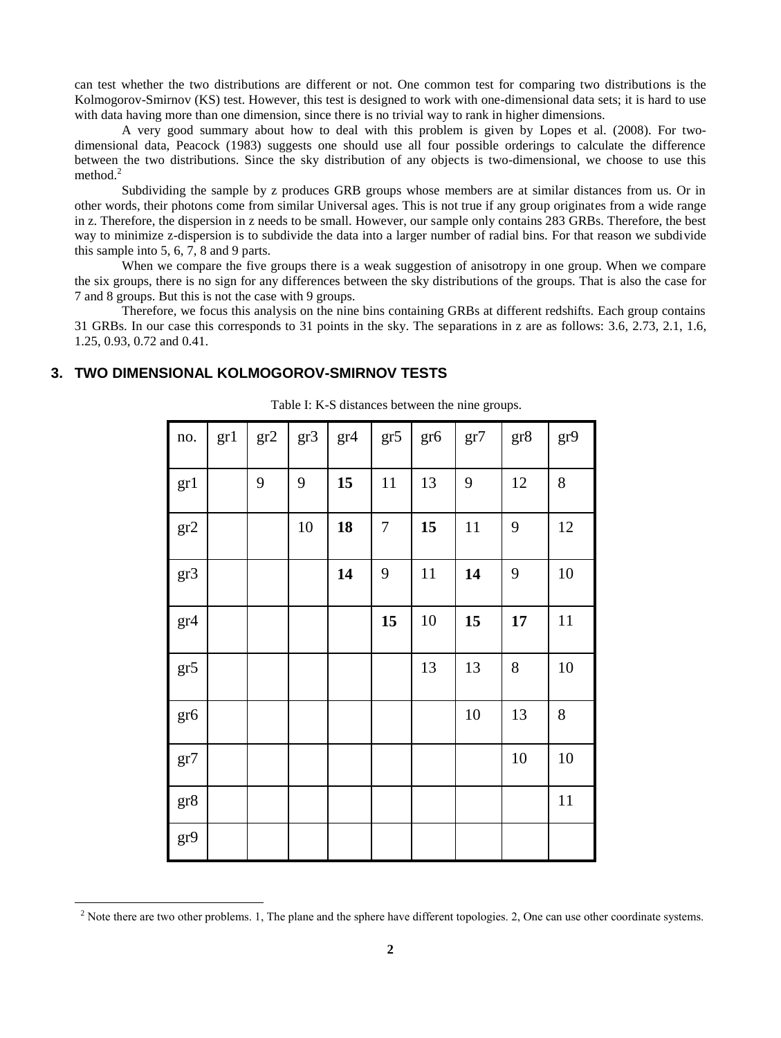can test whether the two distributions are different or not. One common test for comparing two distributions is the Kolmogorov-Smirnov (KS) test. However, this test is designed to work with one-dimensional data sets; it is hard to use with data having more than one dimension, since there is no trivial way to rank in higher dimensions.

A very good summary about how to deal with this problem is given by Lopes et al. (2008). For two-dimensional data, Peacock (1983) suggests one should use all four possible orderings to calculate the difference between the two distributions. Since the sky distribution of any objects is two-dimensional, we choose to use this method.[2]

Subdividing the sample by z produces GRB groups whose members are at similar distances from us. Or in other words, their photons come from similar Universal ages. This is not true if any group originates from a wide range in z. Therefore, the dispersion in z needs to be small. However, our sample only contains 283 GRBs. Therefore, the best way to minimize z-dispersion is to subdivide the data into a larger number of radial bins. For that reason we subdivide this sample into 5, 6, 7, 8 and 9 parts.

When we compare the five groups there is a weak suggestion of anisotropy in one group. When we compare the six groups, there is no sign for any differences between the sky distributions of the groups. That is also the case for 7 and 8 groups. But this is not the case with 9 groups.

Therefore, we focus this analysis on the nine bins containing GRBs at different redshifts. Each group contains 31 GRBs. In our case this corresponds to 31 points in the sky. The separations in z are as follows: 3.6, 2.73, 2.1, 1.6, 1.25, 0.93, 0.72 and 0.41.

## 3. TWO DIMENSIONAL KOLMOGOROV-SMIRNOV TESTS

Table I: K-S distances between the nine groups.

| no. | gr1 | gr2 | gr3 | gr4 | gr5 | gr6 | gr7 | gr8 | gr9 |
|---|---|---|---|---|---|---|---|---|---|
| gr1 | | 9 | 9 | **15** | 11 | 13 | 9 | 12 | 8 |
| gr2 | | | 10 | **18** | 7 | **15** | 11 | 9 | 12 |
| gr3 | | | | **14** | 9 | 11 | **14** | 9 | 10 |
| gr4 | | | | | **15** | 10 | **15** | **17** | 11 |
| gr5 | | | | | | 13 | 13 | 8 | 10 |
| gr6 | | | | | | | 10 | 13 | 8 |
| gr7 | | | | | | | | 10 | 10 |
| gr8 | | | | | | | | | 11 |
| gr9 | | | | | | | | | |

[2] Note there are two other problems. 1, The plane and the sphere have different topologies. 2, One can use other coordinate systems.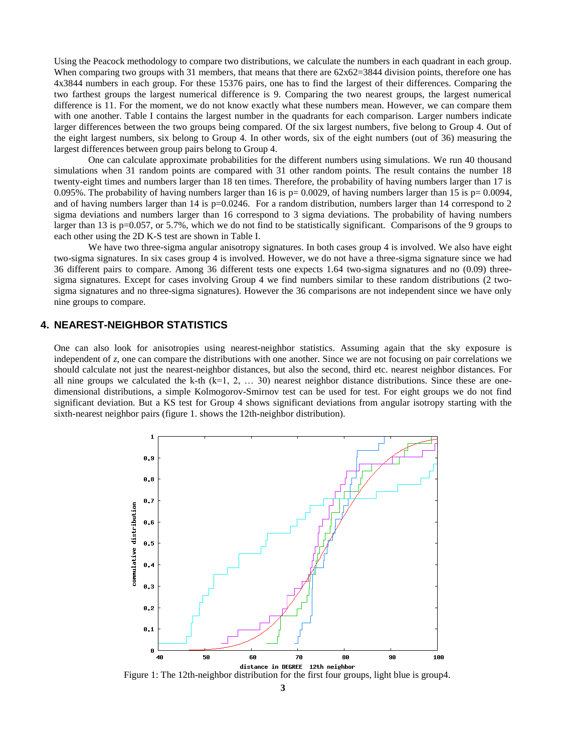Using the Peacock methodology to compare two distributions, we calculate the numbers in each quadrant in each group. When comparing two groups with 31 members, that means that there are 62x62=3844 division points, therefore one has 4x3844 numbers in each group. For these 15376 pairs, one has to find the largest of their differences. Comparing the two farthest groups the largest numerical difference is 9. Comparing the two nearest groups, the largest numerical difference is 11. For the moment, we do not know exactly what these numbers mean. However, we can compare them with one another. Table I contains the largest number in the quadrants for each comparison. Larger numbers indicate larger differences between the two groups being compared. Of the six largest numbers, five belong to Group 4. Out of the eight largest numbers, six belong to Group 4. In other words, six of the eight numbers (out of 36) measuring the largest differences between group pairs belong to Group 4.

One can calculate approximate probabilities for the different numbers using simulations. We run 40 thousand simulations when 31 random points are compared with 31 other random points. The result contains the number 18 twenty-eight times and numbers larger than 18 ten times. Therefore, the probability of having numbers larger than 17 is 0.095%. The probability of having numbers larger than 16 is p= 0.0029, of having numbers larger than 15 is p= 0.0094, and of having numbers larger than 14 is p=0.0246. For a random distribution, numbers larger than 14 correspond to 2 sigma deviations and numbers larger than 16 correspond to 3 sigma deviations. The probability of having numbers larger than 13 is p=0.057, or 5.7%, which we do not find to be statistically significant. Comparisons of the 9 groups to each other using the 2D K-S test are shown in Table I.

We have two three-sigma angular anisotropy signatures. In both cases group 4 is involved. We also have eight two-sigma signatures. In six cases group 4 is involved. However, we do not have a three-sigma signature since we had 36 different pairs to compare. Among 36 different tests one expects 1.64 two-sigma signatures and no (0.09) three-sigma signatures. Except for cases involving Group 4 we find numbers similar to these random distributions (2 two-sigma signatures and no three-sigma signatures). However the 36 comparisons are not independent since we have only nine groups to compare.

## 4. NEAREST-NEIGHBOR STATISTICS

One can also look for anisotropies using nearest-neighbor statistics. Assuming again that the sky exposure is independent of *z*, one can compare the distributions with one another. Since we are not focusing on pair correlations we should calculate not just the nearest-neighbor distances, but also the second, third etc. nearest neighbor distances. For all nine groups we calculated the k-th (k=1, 2, … 30) nearest neighbor distance distributions. Since these are one-dimensional distributions, a simple Kolmogorov-Smirnov test can be used for test. For eight groups we do not find significant deviation. But a KS test for Group 4 shows significant deviations from angular isotropy starting with the sixth-nearest neighbor pairs (figure 1. shows the 12th-neighbor distribution).

Figure 1: The 12th-neighbor distribution for the first four groups, light blue is group4.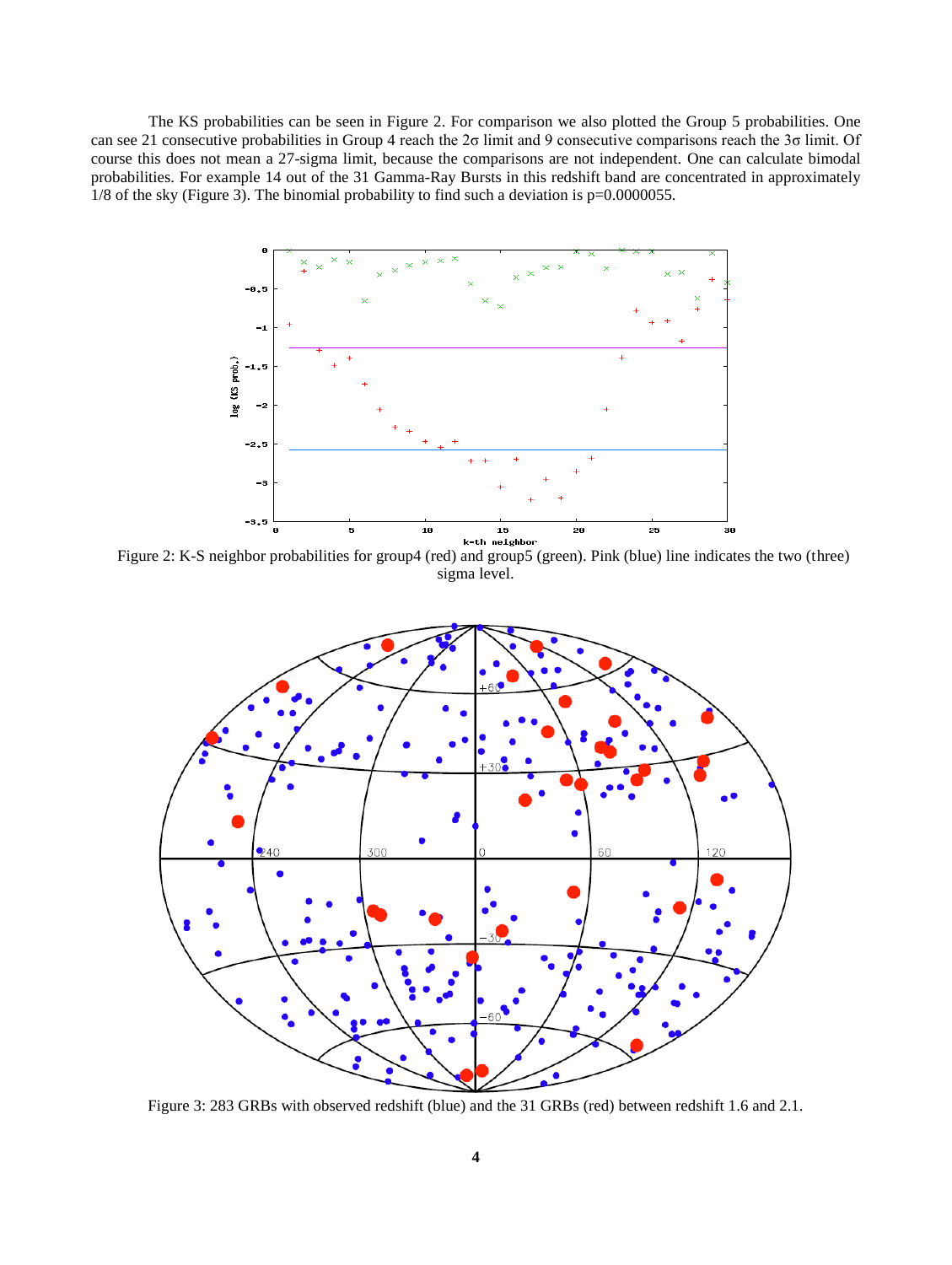The KS probabilities can be seen in Figure 2. For comparison we also plotted the Group 5 probabilities. One can see 21 consecutive probabilities in Group 4 reach the 2σ limit and 9 consecutive comparisons reach the 3σ limit. Of course this does not mean a 27-sigma limit, because the comparisons are not independent. One can calculate bimodal probabilities. For example 14 out of the 31 Gamma-Ray Bursts in this redshift band are concentrated in approximately 1/8 of the sky (Figure 3). The binomial probability to find such a deviation is p=0.0000055.

Figure 2: K-S neighbor probabilities for group4 (red) and group5 (green). Pink (blue) line indicates the two (three) sigma level.

Figure 3: 283 GRBs with observed redshift (blue) and the 31 GRBs (red) between redshift 1.6 and 2.1.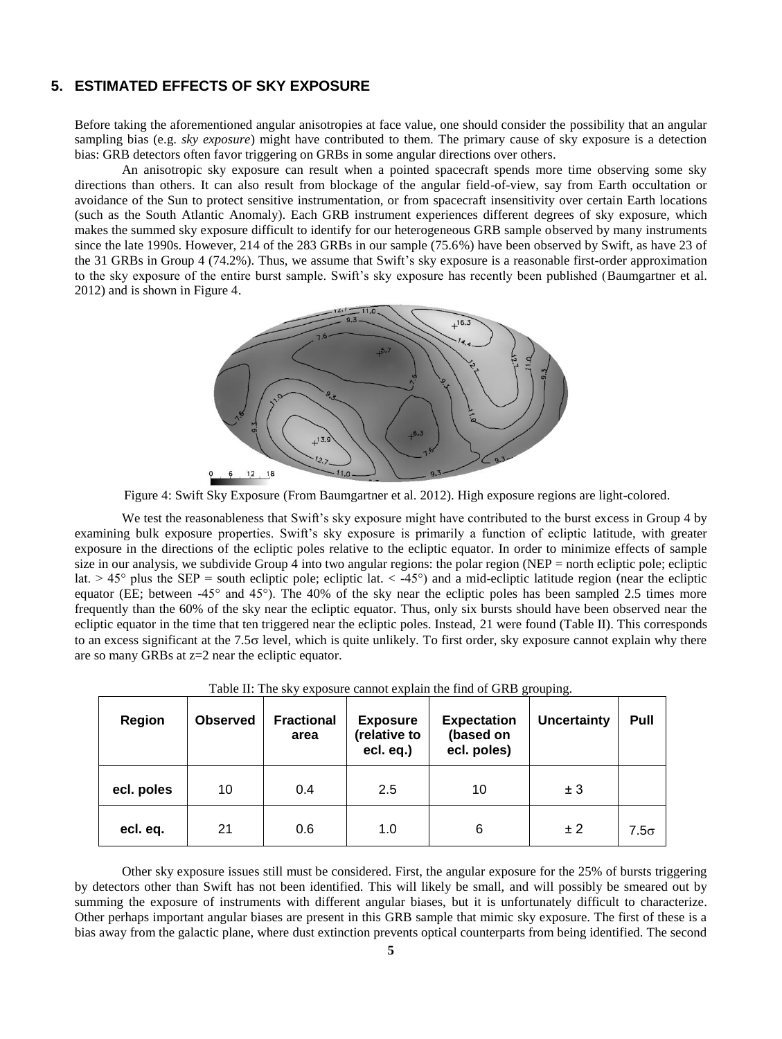## 5. ESTIMATED EFFECTS OF SKY EXPOSURE

Before taking the aforementioned angular anisotropies at face value, one should consider the possibility that an angular sampling bias (e.g. *sky exposure*) might have contributed to them. The primary cause of sky exposure is a detection bias: GRB detectors often favor triggering on GRBs in some angular directions over others.

An anisotropic sky exposure can result when a pointed spacecraft spends more time observing some sky directions than others. It can also result from blockage of the angular field-of-view, say from Earth occultation or avoidance of the Sun to protect sensitive instrumentation, or from spacecraft insensitivity over certain Earth locations (such as the South Atlantic Anomaly). Each GRB instrument experiences different degrees of sky exposure, which makes the summed sky exposure difficult to identify for our heterogeneous GRB sample observed by many instruments since the late 1990s. However, 214 of the 283 GRBs in our sample (75.6%) have been observed by Swift, as have 23 of the 31 GRBs in Group 4 (74.2%). Thus, we assume that Swift's sky exposure is a reasonable first-order approximation to the sky exposure of the entire burst sample. Swift's sky exposure has recently been published (Baumgartner et al. 2012) and is shown in Figure 4.

Figure 4: Swift Sky Exposure (From Baumgartner et al. 2012). High exposure regions are light-colored.

We test the reasonableness that Swift's sky exposure might have contributed to the burst excess in Group 4 by examining bulk exposure properties. Swift's sky exposure is primarily a function of ecliptic latitude, with greater exposure in the directions of the ecliptic poles relative to the ecliptic equator. In order to minimize effects of sample size in our analysis, we subdivide Group 4 into two angular regions: the polar region (NEP = north ecliptic pole; ecliptic lat. > 45° plus the SEP = south ecliptic pole; ecliptic lat. < -45°) and a mid-ecliptic latitude region (near the ecliptic equator (EE; between -45° and 45°). The 40% of the sky near the ecliptic poles has been sampled 2.5 times more frequently than the 60% of the sky near the ecliptic equator. Thus, only six bursts should have been observed near the ecliptic equator in the time that ten triggered near the ecliptic poles. Instead, 21 were found (Table II). This corresponds to an excess significant at the $7.5\sigma$ level, which is quite unlikely. To first order, sky exposure cannot explain why there are so many GRBs at z=2 near the ecliptic equator.

Table II: The sky exposure cannot explain the find of GRB grouping.

| Region | Observed | Fractional area | Exposure (relative to ecl. eq.) | Expectation (based on ecl. poles) | Uncertainty | Pull |
|---|---|---|---|---|---|---|
| **ecl. poles** | 10 | 0.4 | 2.5 | 10 | ± 3 | |
| **ecl. eq.** | 21 | 0.6 | 1.0 | 6 | ± 2 | $7.5\sigma$ |

Other sky exposure issues still must be considered. First, the angular exposure for the 25% of bursts triggering by detectors other than Swift has not been identified. This will likely be small, and will possibly be smeared out by summing the exposure of instruments with different angular biases, but it is unfortunately difficult to characterize. Other perhaps important angular biases are present in this GRB sample that mimic sky exposure. The first of these is a bias away from the galactic plane, where dust extinction prevents optical counterparts from being identified. The second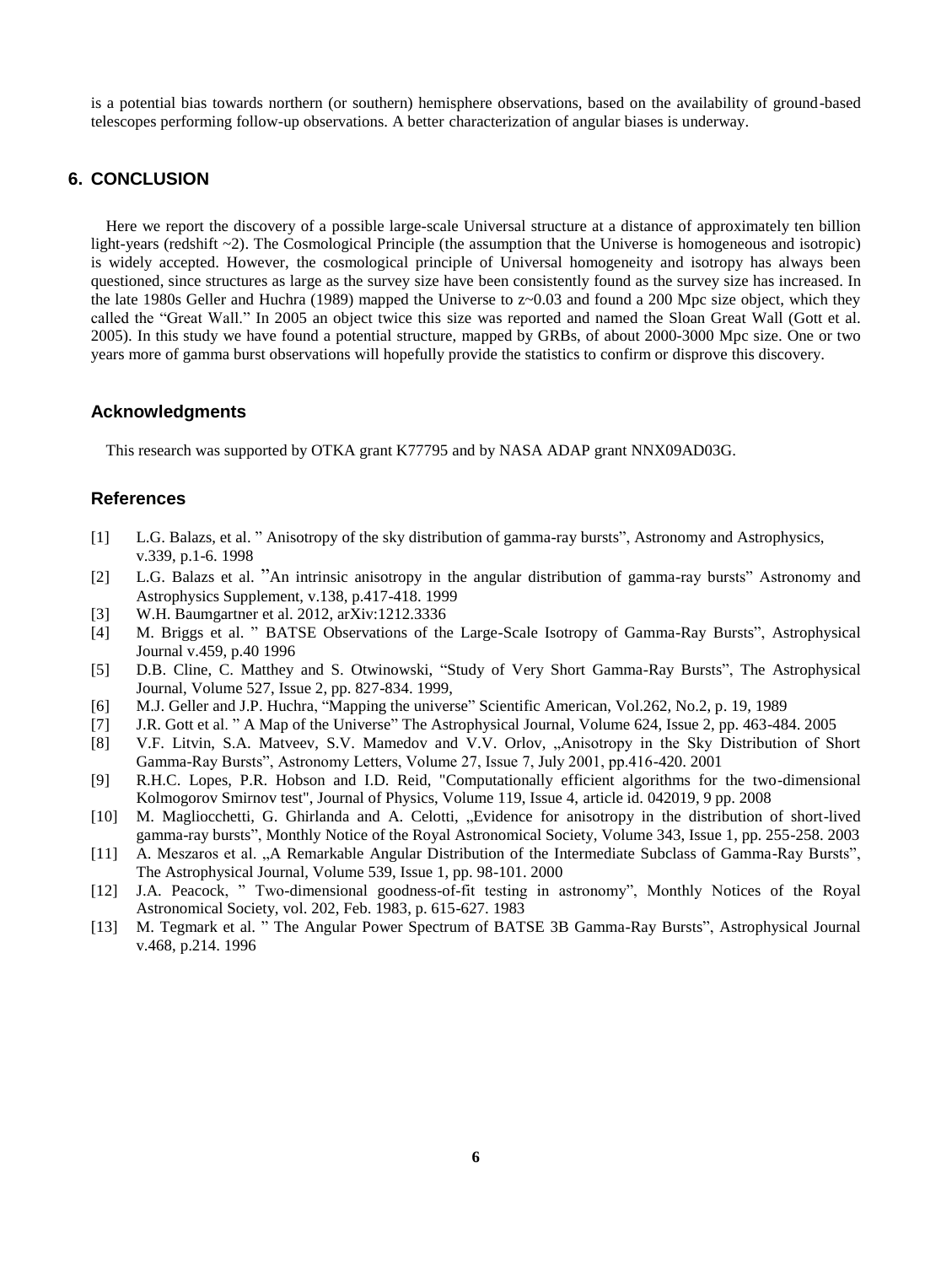is a potential bias towards northern (or southern) hemisphere observations, based on the availability of ground-based telescopes performing follow-up observations. A better characterization of angular biases is underway.

## 6. CONCLUSION

Here we report the discovery of a possible large-scale Universal structure at a distance of approximately ten billion light-years (redshift ~2). The Cosmological Principle (the assumption that the Universe is homogeneous and isotropic) is widely accepted. However, the cosmological principle of Universal homogeneity and isotropy has always been questioned, since structures as large as the survey size have been consistently found as the survey size has increased. In the late 1980s Geller and Huchra (1989) mapped the Universe to z~0.03 and found a 200 Mpc size object, which they called the "Great Wall." In 2005 an object twice this size was reported and named the Sloan Great Wall (Gott et al. 2005). In this study we have found a potential structure, mapped by GRBs, of about 2000-3000 Mpc size. One or two years more of gamma burst observations will hopefully provide the statistics to confirm or disprove this discovery.

### Acknowledgments

This research was supported by OTKA grant K77795 and by NASA ADAP grant NNX09AD03G.

### References

[1] L.G. Balazs, et al. " Anisotropy of the sky distribution of gamma-ray bursts", Astronomy and Astrophysics, v.339, p.1-6. 1998

[2] L.G. Balazs et al. "An intrinsic anisotropy in the angular distribution of gamma-ray bursts" Astronomy and Astrophysics Supplement, v.138, p.417-418. 1999

[3] W.H. Baumgartner et al. 2012, arXiv:1212.3336

[4] M. Briggs et al. " BATSE Observations of the Large-Scale Isotropy of Gamma-Ray Bursts", Astrophysical Journal v.459, p.40 1996

[5] D.B. Cline, C. Matthey and S. Otwinowski, "Study of Very Short Gamma-Ray Bursts", The Astrophysical Journal, Volume 527, Issue 2, pp. 827-834. 1999,

[6] M.J. Geller and J.P. Huchra, "Mapping the universe" Scientific American, Vol.262, No.2, p. 19, 1989

[7] J.R. Gott et al. " A Map of the Universe" The Astrophysical Journal, Volume 624, Issue 2, pp. 463-484. 2005

[8] V.F. Litvin, S.A. Matveev, S.V. Mamedov and V.V. Orlov, „Anisotropy in the Sky Distribution of Short Gamma-Ray Bursts", Astronomy Letters, Volume 27, Issue 7, July 2001, pp.416-420. 2001

[9] R.H.C. Lopes, P.R. Hobson and I.D. Reid, "Computationally efficient algorithms for the two-dimensional Kolmogorov Smirnov test", Journal of Physics, Volume 119, Issue 4, article id. 042019, 9 pp. 2008

[10] M. Magliocchetti, G. Ghirlanda and A. Celotti, „Evidence for anisotropy in the distribution of short-lived gamma-ray bursts", Monthly Notice of the Royal Astronomical Society, Volume 343, Issue 1, pp. 255-258. 2003

[11] A. Meszaros et al. „A Remarkable Angular Distribution of the Intermediate Subclass of Gamma-Ray Bursts", The Astrophysical Journal, Volume 539, Issue 1, pp. 98-101. 2000

[12] J.A. Peacock, " Two-dimensional goodness-of-fit testing in astronomy", Monthly Notices of the Royal Astronomical Society, vol. 202, Feb. 1983, p. 615-627. 1983

[13] M. Tegmark et al. " The Angular Power Spectrum of BATSE 3B Gamma-Ray Bursts", Astrophysical Journal v.468, p.214. 1996